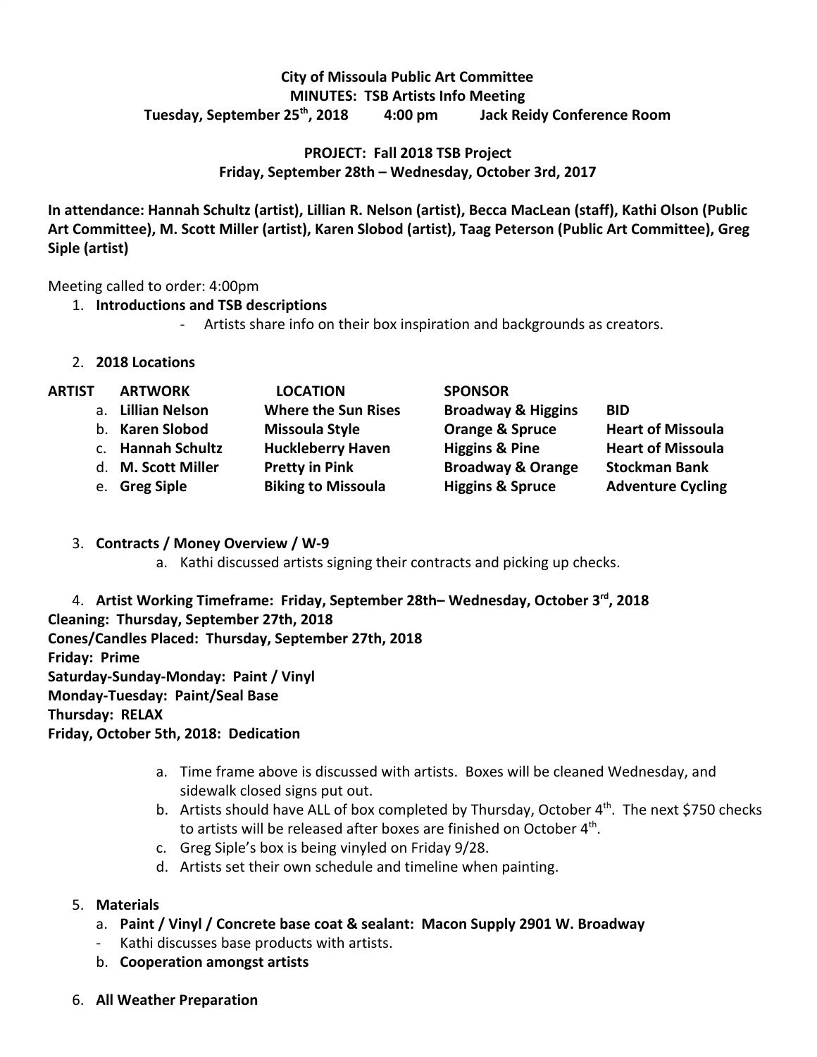**City of Missoula Public Art Committee**
**MINUTES: TSB Artists Info Meeting**
**Tuesday, September 25th, 2018 4:00 pm Jack Reidy Conference Room**

**PROJECT: Fall 2018 TSB Project**
**Friday, September 28th – Wednesday, October 3rd, 2017**

**In attendance: Hannah Schultz (artist), Lillian R. Nelson (artist), Becca MacLean (staff), Kathi Olson (Public Art Committee), M. Scott Miller (artist), Karen Slobod (artist), Taag Peterson (Public Art Committee), Greg Siple (artist)**

Meeting called to order: 4:00pm

1. **Introductions and TSB descriptions**
   - Artists share info on their box inspiration and backgrounds as creators.

2. **2018 Locations**

| ARTIST | ARTWORK | LOCATION | SPONSOR | |
|---|---|---|---|---|
| a. **Lillian Nelson** | **Where the Sun Rises** | **Broadway & Higgins** | **BID** | |
| b. **Karen Slobod** | **Missoula Style** | **Orange & Spruce** | **Heart of Missoula** | |
| c. **Hannah Schultz** | **Huckleberry Haven** | **Higgins & Pine** | **Heart of Missoula** | |
| d. **M. Scott Miller** | **Pretty in Pink** | **Broadway & Orange** | **Stockman Bank** | |
| e. **Greg Siple** | **Biking to Missoula** | **Higgins & Spruce** | **Adventure Cycling** | |

3. **Contracts / Money Overview / W-9**
   a. Kathi discussed artists signing their contracts and picking up checks.

4. **Artist Working Timeframe: Friday, September 28th– Wednesday, October 3rd, 2018**

**Cleaning: Thursday, September 27th, 2018**
**Cones/Candles Placed: Thursday, September 27th, 2018**
**Friday: Prime**
**Saturday-Sunday-Monday: Paint / Vinyl**
**Monday-Tuesday: Paint/Seal Base**
**Thursday: RELAX**
**Friday, October 5th, 2018: Dedication**

   a. Time frame above is discussed with artists. Boxes will be cleaned Wednesday, and sidewalk closed signs put out.
   b. Artists should have ALL of box completed by Thursday, October 4th. The next $750 checks to artists will be released after boxes are finished on October 4th.
   c. Greg Siple's box is being vinyled on Friday 9/28.
   d. Artists set their own schedule and timeline when painting.

5. **Materials**
   a. **Paint / Vinyl / Concrete base coat & sealant: Macon Supply 2901 W. Broadway**
   - Kathi discusses base products with artists.
   b. **Cooperation amongst artists**

6. **All Weather Preparation**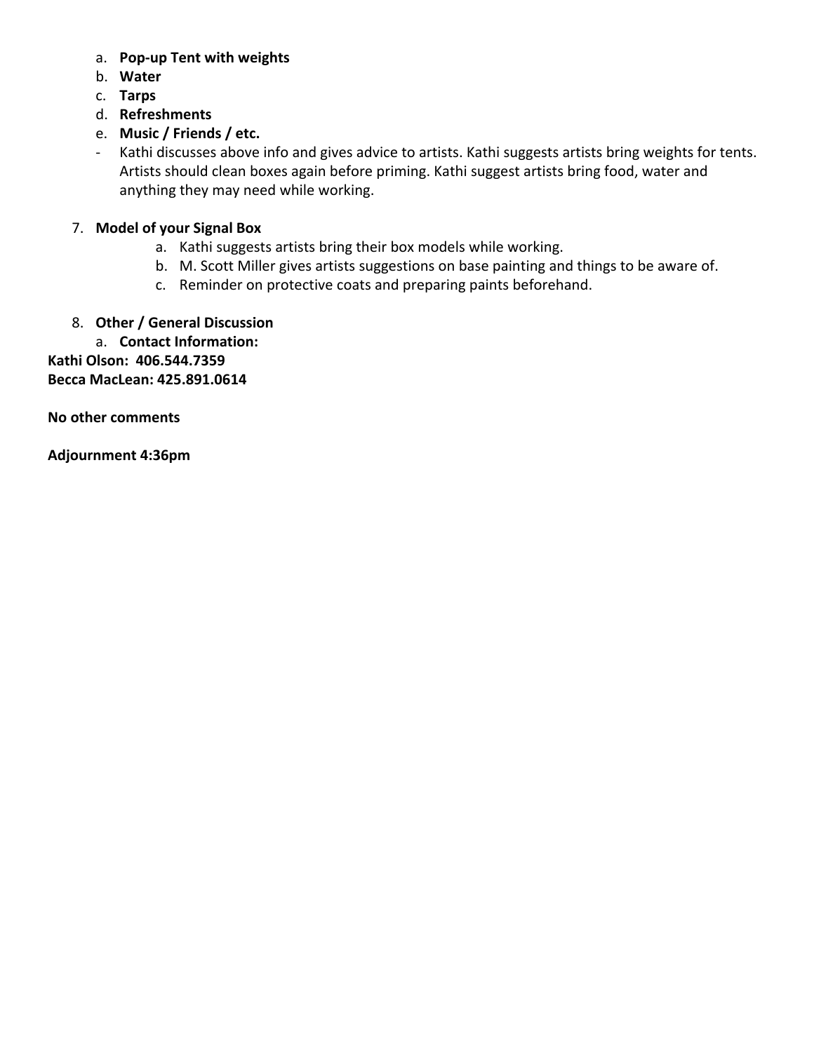a. **Pop-up Tent with weights**
b. **Water**
c. **Tarps**
d. **Refreshments**
e. **Music / Friends / etc.**

- Kathi discusses above info and gives advice to artists. Kathi suggests artists bring weights for tents. Artists should clean boxes again before priming. Kathi suggest artists bring food, water and anything they may need while working.

7. **Model of your Signal Box**
    a. Kathi suggests artists bring their box models while working.
    b. M. Scott Miller gives artists suggestions on base painting and things to be aware of.
    c. Reminder on protective coats and preparing paints beforehand.

8. **Other / General Discussion**
    a. **Contact Information:**

**Kathi Olson: 406.544.7359**
**Becca MacLean: 425.891.0614**

**No other comments**

**Adjournment 4:36pm**